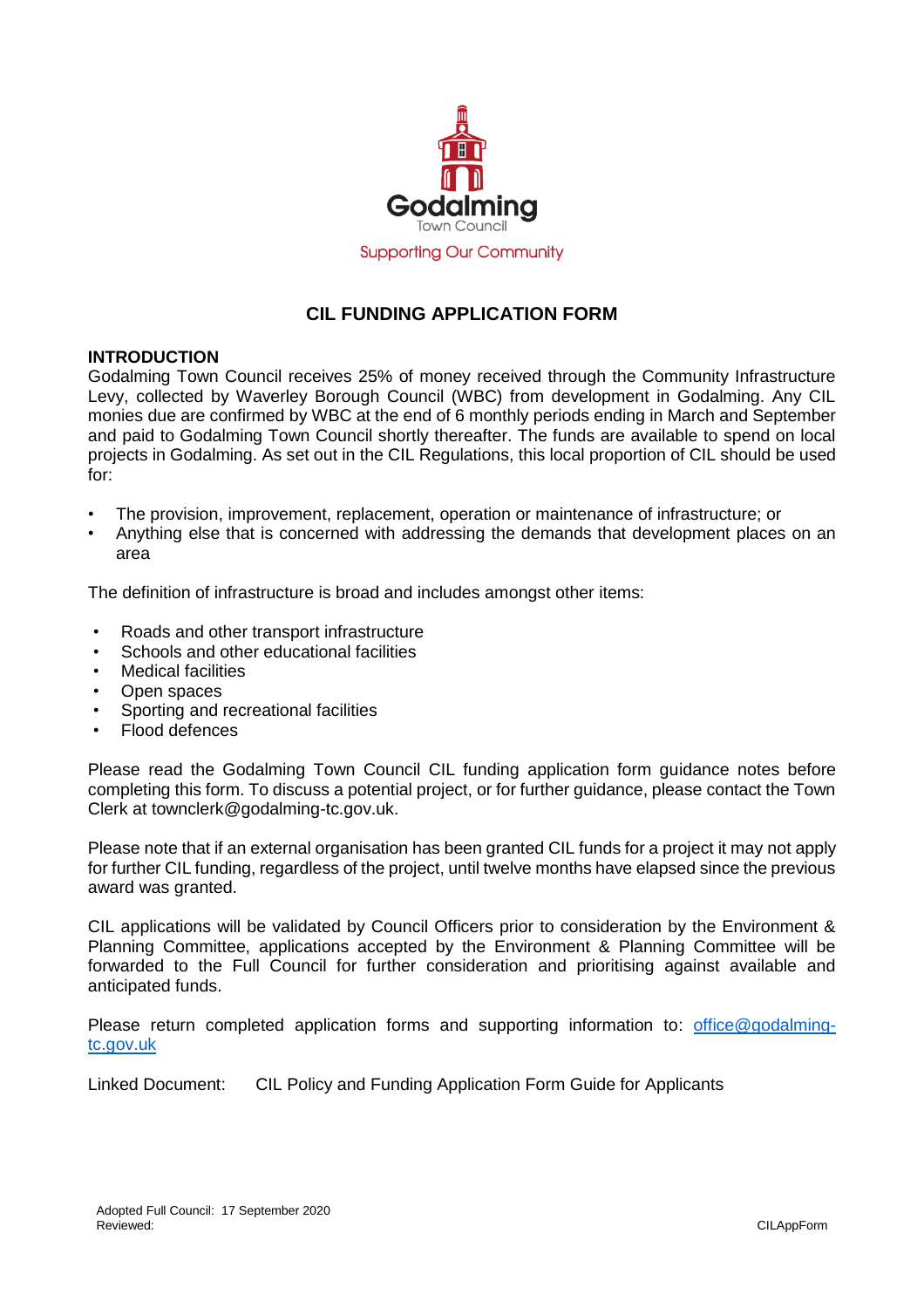Godalming

Town Council

Supporting Our Community

# CIL FUNDING APPLICATION FORM

## INTRODUCTION

Godalming Town Council receives 25% of money received through the Community Infrastructure Levy, collected by Waverley Borough Council (WBC) from development in Godalming. Any CIL monies due are confirmed by WBC at the end of 6 monthly periods ending in March and September and paid to Godalming Town Council shortly thereafter. The funds are available to spend on local projects in Godalming. As set out in the CIL Regulations, this local proportion of CIL should be used for:

- The provision, improvement, replacement, operation or maintenance of infrastructure; or
- Anything else that is concerned with addressing the demands that development places on an area

The definition of infrastructure is broad and includes amongst other items:

- Roads and other transport infrastructure
- Schools and other educational facilities
- Medical facilities
- Open spaces
- Sporting and recreational facilities
- Flood defences

Please read the Godalming Town Council CIL funding application form guidance notes before completing this form. To discuss a potential project, or for further guidance, please contact the Town Clerk at townclerk@godalming-tc.gov.uk.

Please note that if an external organisation has been granted CIL funds for a project it may not apply for further CIL funding, regardless of the project, until twelve months have elapsed since the previous award was granted.

CIL applications will be validated by Council Officers prior to consideration by the Environment & Planning Committee, applications accepted by the Environment & Planning Committee will be forwarded to the Full Council for further consideration and prioritising against available and anticipated funds.

Please return completed application forms and supporting information to: office@godalming-tc.gov.uk

Linked Document: CIL Policy and Funding Application Form Guide for Applicants

Adopted Full Council: 17 September 2020
Reviewed:

CILAppForm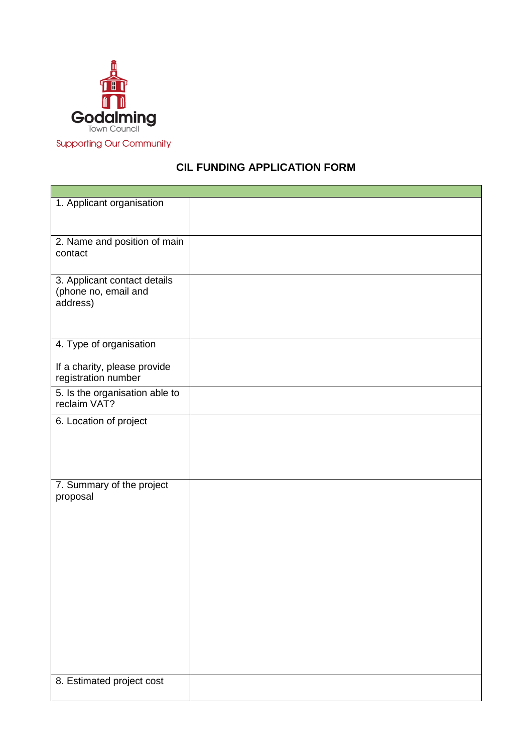Godalming
Town Council
Supporting Our Community

## CIL FUNDING APPLICATION FORM

| | |
|---|---|
| 1. Applicant organisation | |
| 2. Name and position of main contact | |
| 3. Applicant contact details (phone no, email and address) | |
| 4. Type of organisation<br><br>If a charity, please provide registration number | |
| 5. Is the organisation able to reclaim VAT? | |
| 6. Location of project | |
| 7. Summary of the project proposal | |
| 8. Estimated project cost | |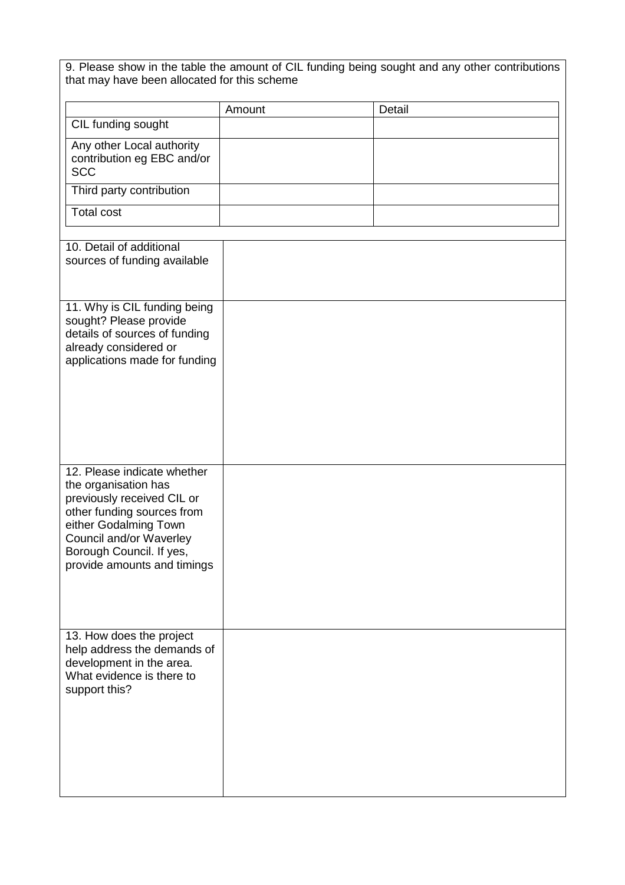9. Please show in the table the amount of CIL funding being sought and any other contributions that may have been allocated for this scheme

| | Amount | Detail |
|---|---|---|
| CIL funding sought | | |
| Any other Local authority contribution eg EBC and/or SCC | | |
| Third party contribution | | |
| Total cost | | |

| | |
|---|---|
| 10. Detail of additional sources of funding available | |
| 11. Why is CIL funding being sought? Please provide details of sources of funding already considered or applications made for funding | |
| 12. Please indicate whether the organisation has previously received CIL or other funding sources from either Godalming Town Council and/or Waverley Borough Council. If yes, provide amounts and timings | |
| 13. How does the project help address the demands of development in the area. What evidence is there to support this? | |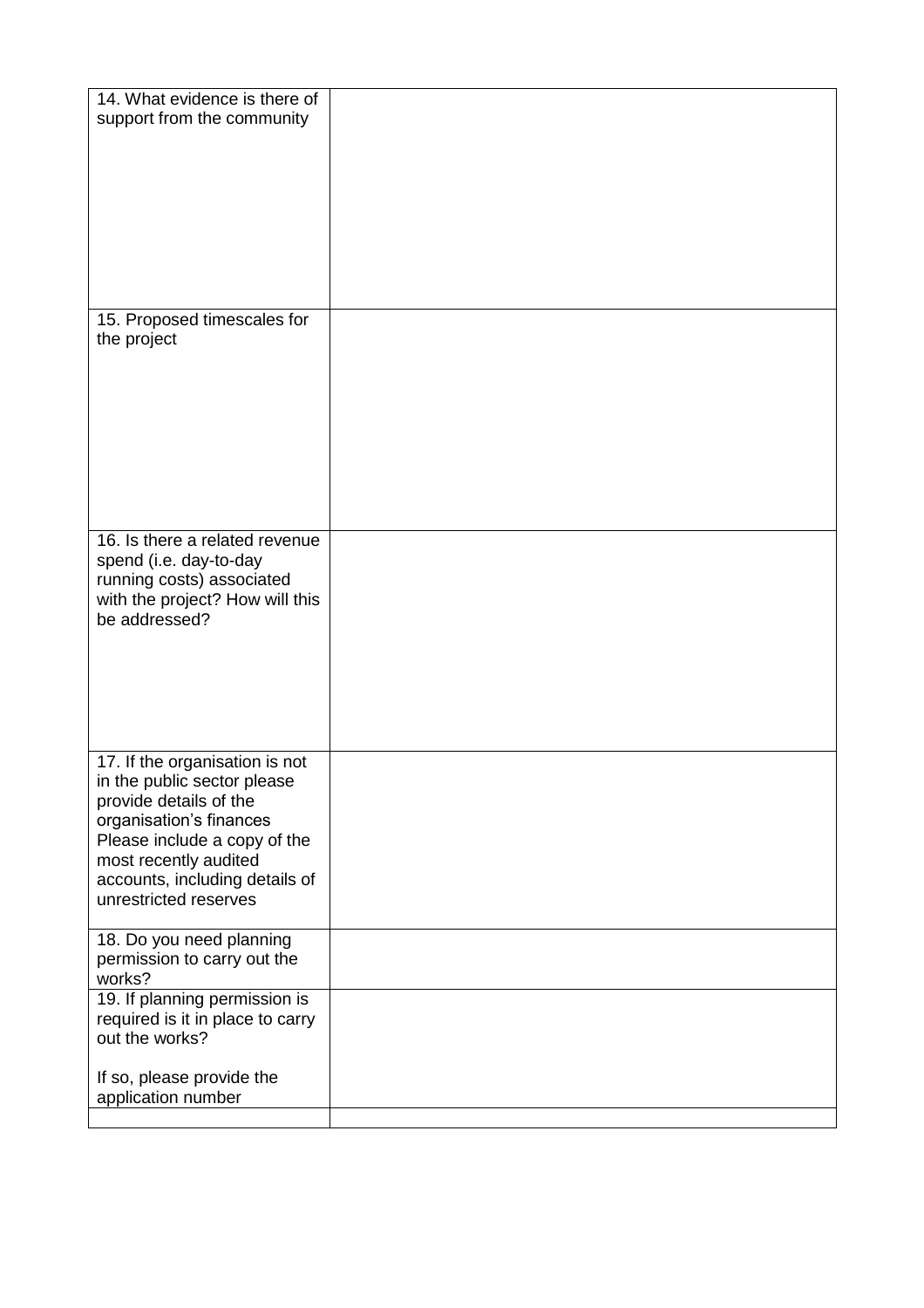| | |
|---|---|
| 14. What evidence is there of support from the community | |
| 15. Proposed timescales for the project | |
| 16. Is there a related revenue spend (i.e. day-to-day running costs) associated with the project? How will this be addressed? | |
| 17. If the organisation is not in the public sector please provide details of the organisation's finances Please include a copy of the most recently audited accounts, including details of unrestricted reserves | |
| 18. Do you need planning permission to carry out the works? | |
| 19. If planning permission is required is it in place to carry out the works?<br><br>If so, please provide the application number | |
| | |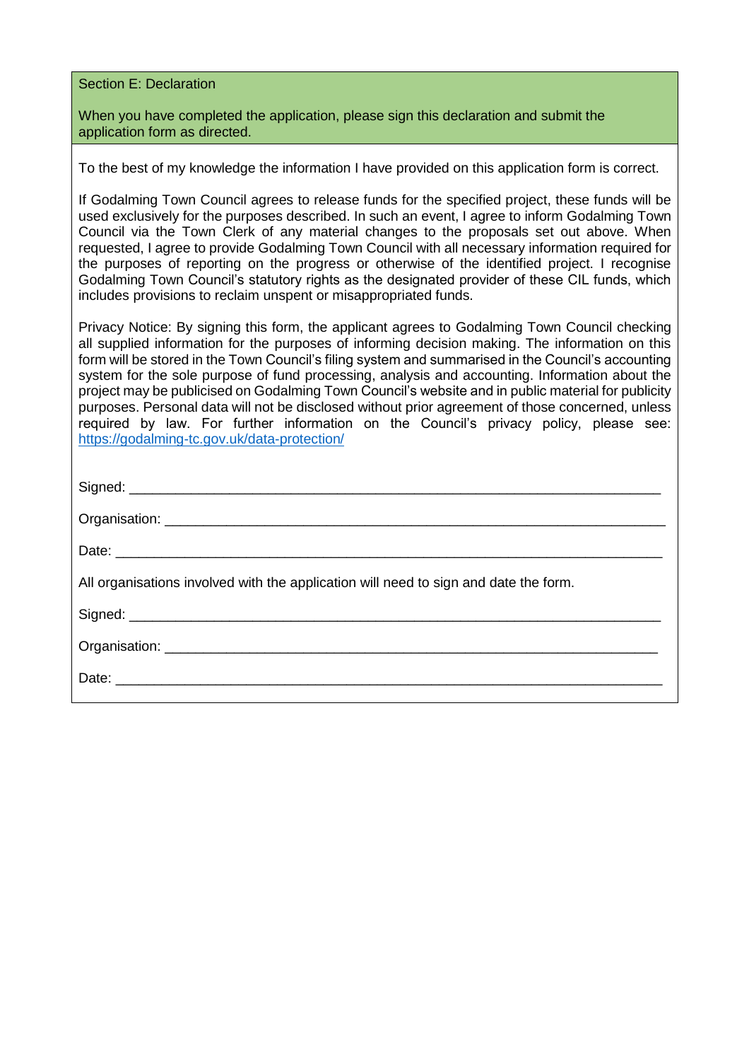## Section E: Declaration

When you have completed the application, please sign this declaration and submit the application form as directed.

To the best of my knowledge the information I have provided on this application form is correct.

If Godalming Town Council agrees to release funds for the specified project, these funds will be used exclusively for the purposes described. In such an event, I agree to inform Godalming Town Council via the Town Clerk of any material changes to the proposals set out above. When requested, I agree to provide Godalming Town Council with all necessary information required for the purposes of reporting on the progress or otherwise of the identified project. I recognise Godalming Town Council's statutory rights as the designated provider of these CIL funds, which includes provisions to reclaim unspent or misappropriated funds.

Privacy Notice: By signing this form, the applicant agrees to Godalming Town Council checking all supplied information for the purposes of informing decision making. The information on this form will be stored in the Town Council's filing system and summarised in the Council's accounting system for the sole purpose of fund processing, analysis and accounting. Information about the project may be publicised on Godalming Town Council's website and in public material for publicity purposes. Personal data will not be disclosed without prior agreement of those concerned, unless required by law. For further information on the Council's privacy policy, please see: [https://godalming-tc.gov.uk/data-protection/](https://godalming-tc.gov.uk/data-protection/)

Signed: ____________________________________________________________________

Organisation: _______________________________________________________________

Date: ______________________________________________________________________

All organisations involved with the application will need to sign and date the form.

Signed: ____________________________________________________________________

Organisation: _______________________________________________________________

Date: ______________________________________________________________________